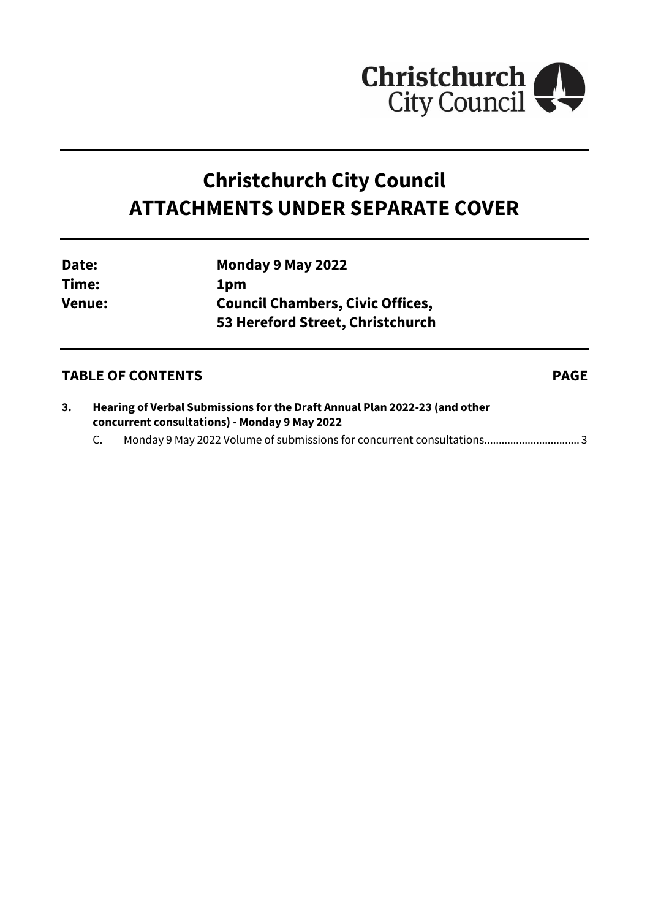Christchurch City Council

# Christchurch City Council
# ATTACHMENTS UNDER SEPARATE COVER

**Date:** **Monday 9 May 2022**
**Time:** **1pm**
**Venue:** **Council Chambers, Civic Offices, 53 Hereford Street, Christchurch**

## TABLE OF CONTENTS **PAGE**

**3. Hearing of Verbal Submissions for the Draft Annual Plan 2022-23 (and other concurrent consultations) - Monday 9 May 2022**

C. Monday 9 May 2022 Volume of submissions for concurrent consultations................................ 3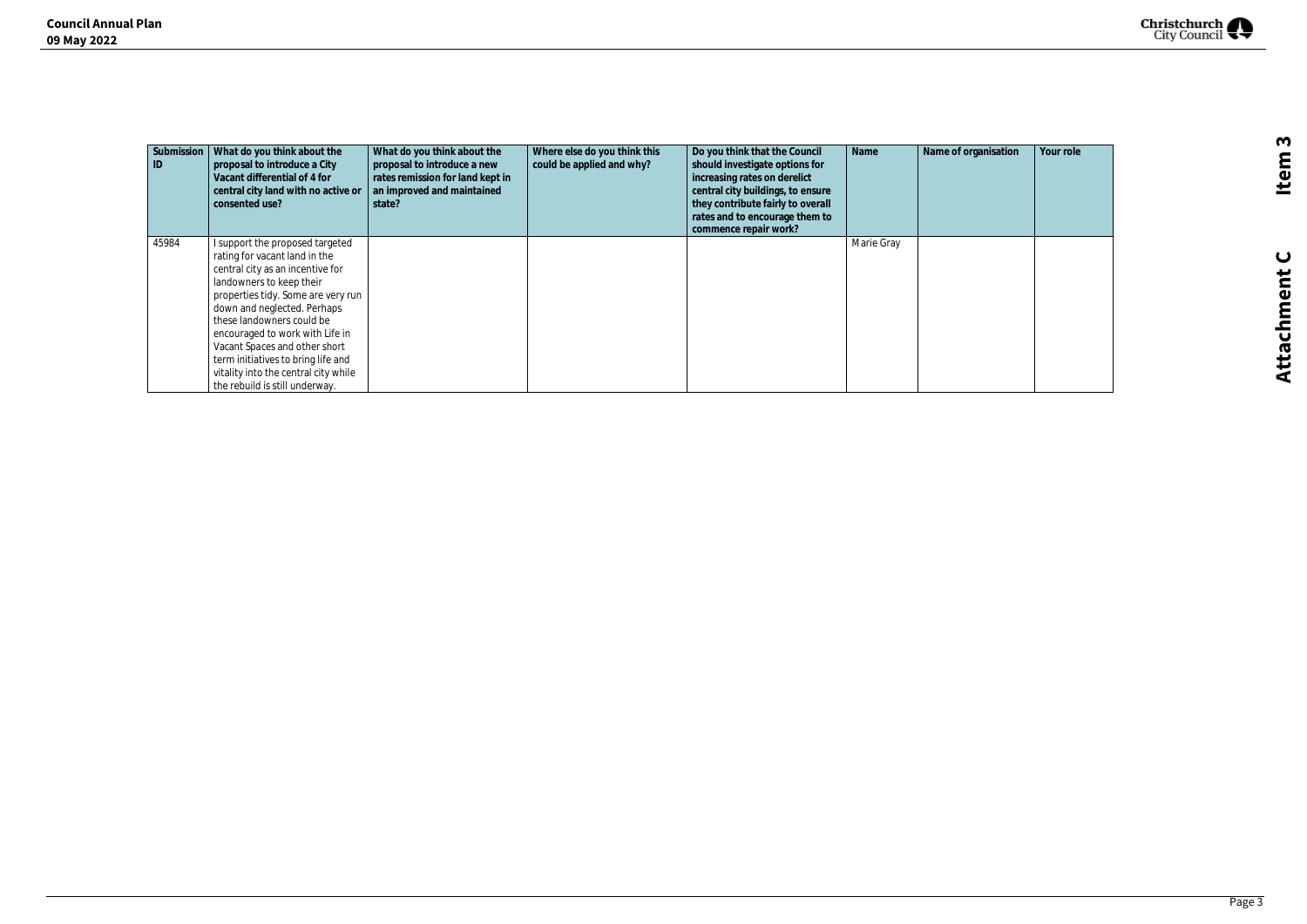| Submission ID | What do you think about the proposal to introduce a City Vacant differential of 4 for central city land with no active or consented use? | What do you think about the proposal to introduce a new rates remission for land kept in an improved and maintained state? | Where else do you think this could be applied and why? | Do you think that the Council should investigate options for increasing rates on derelict central city buildings, to ensure they contribute fairly to overall rates and to encourage them to commence repair work? | Name | Name of organisation | Your role |
|---|---|---|---|---|---|---|---|
| 45984 | I support the proposed targeted rating for vacant land in the central city as an incentive for landowners to keep their properties tidy. Some are very run down and neglected. Perhaps these landowners could be encouraged to work with Life in Vacant Spaces and other short term initiatives to bring life and vitality into the central city while the rebuild is still underway. | | | | Marie Gray | | |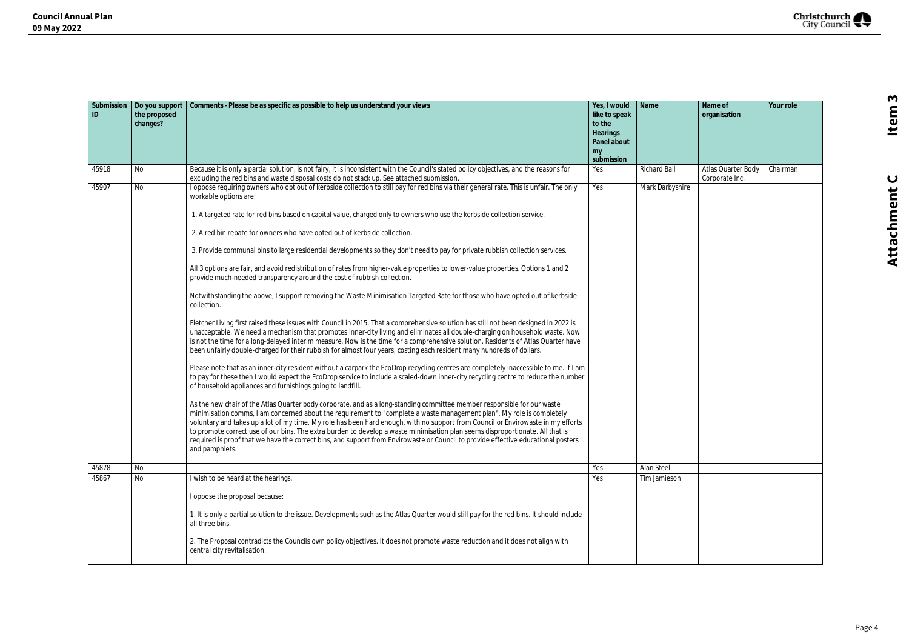| Submission ID | Do you support the proposed changes? | Comments - Please be as specific as possible to help us understand your views | Yes, I would like to speak to the Hearings Panel about my submission | Name | Name of organisation | Your role |
|---|---|---|---|---|---|---|
| 45918 | No | Because it is only a partial solution, is not fairy, it is inconsistent with the Council's stated policy objectives, and the reasons for excluding the red bins and waste disposal costs do not stack up. See attached submission. | Yes | Richard Ball | Atlas Quarter Body Corporate Inc. | Chairman |
| 45907 | No | I oppose requiring owners who opt out of kerbside collection to still pay for red bins via their general rate. This is unfair. The only workable options are:<br><br>1. A targeted rate for red bins based on capital value, charged only to owners who use the kerbside collection service.<br><br>2. A red bin rebate for owners who have opted out of kerbside collection.<br><br>3. Provide communal bins to large residential developments so they don't need to pay for private rubbish collection services.<br><br>All 3 options are fair, and avoid redistribution of rates from higher-value properties to lower-value properties. Options 1 and 2 provide much-needed transparency around the cost of rubbish collection.<br><br>Notwithstanding the above, I support removing the Waste Minimisation Targeted Rate for those who have opted out of kerbside collection.<br><br>Fletcher Living first raised these issues with Council in 2015. That a comprehensive solution has still not been designed in 2022 is unacceptable. We need a mechanism that promotes inner-city living and eliminates all double-charging on household waste. Now is not the time for a long-delayed interim measure. Now is the time for a comprehensive solution. Residents of Atlas Quarter have been unfairly double-charged for their rubbish for almost four years, costing each resident many hundreds of dollars.<br><br>Please note that as an inner-city resident without a carpark the EcoDrop recycling centres are completely inaccessible to me. If I am to pay for these then I would expect the EcoDrop service to include a scaled-down inner-city recycling centre to reduce the number of household appliances and furnishings going to landfill.<br><br>As the new chair of the Atlas Quarter body corporate, and as a long-standing committee member responsible for our waste minimisation comms, I am concerned about the requirement to "complete a waste management plan". My role is completely voluntary and takes up a lot of my time. My role has been hard enough, with no support from Council or Envirowaste in my efforts to promote correct use of our bins. The extra burden to develop a waste minimisation plan seems disproportionate. All that is required is proof that we have the correct bins, and support from Envirowaste or Council to provide effective educational posters and pamphlets. | Yes | Mark Darbyshire | | |
| 45878 | No | | Yes | Alan Steel | | |
| 45867 | No | I wish to be heard at the hearings.<br><br>I oppose the proposal because:<br><br>1. It is only a partial solution to the issue. Developments such as the Atlas Quarter would still pay for the red bins. It should include all three bins.<br><br>2. The Proposal contradicts the Councils own policy objectives. It does not promote waste reduction and it does not align with central city revitalisation. | Yes | Tim Jamieson | | |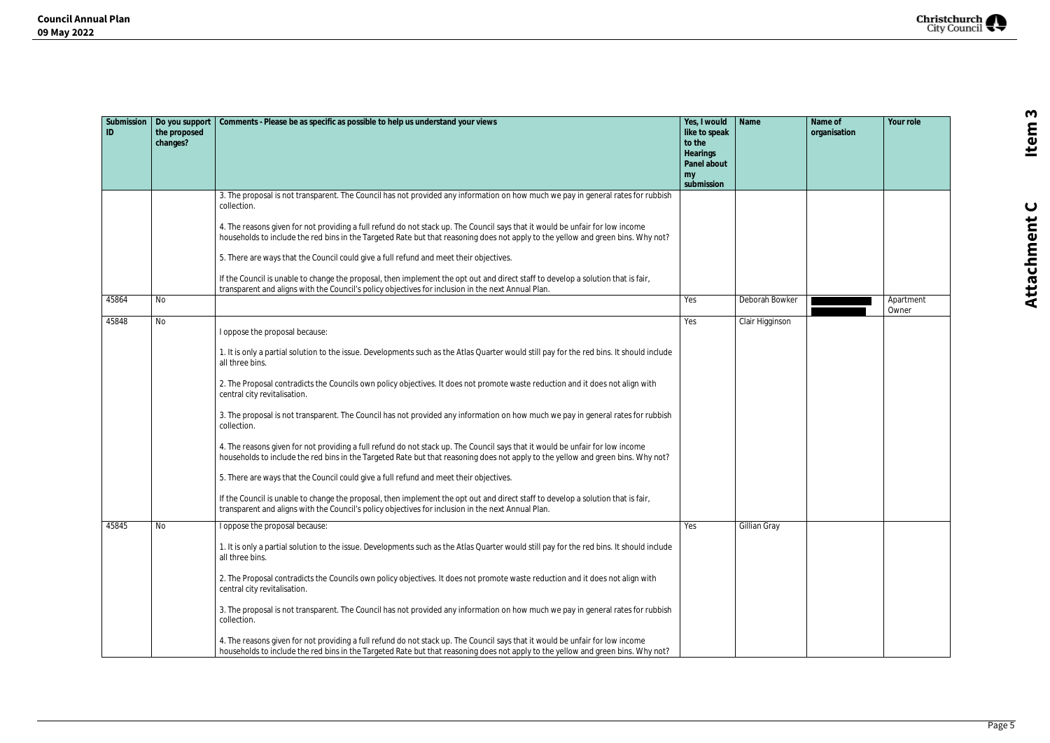| Submission ID | Do you support the proposed changes? | Comments - Please be as specific as possible to help us understand your views | Yes, I would like to speak to the Hearings Panel about my submission | Name | Name of organisation | Your role |
|---|---|---|---|---|---|---|
| | | 3. The proposal is not transparent. The Council has not provided any information on how much we pay in general rates for rubbish collection.<br><br>4. The reasons given for not providing a full refund do not stack up. The Council says that it would be unfair for low income households to include the red bins in the Targeted Rate but that reasoning does not apply to the yellow and green bins. Why not?<br><br>5. There are ways that the Council could give a full refund and meet their objectives.<br><br>If the Council is unable to change the proposal, then implement the opt out and direct staff to develop a solution that is fair, transparent and aligns with the Council's policy objectives for inclusion in the next Annual Plan. | | | | |
| 45864 | No | | Yes | Deborah Bowker | | Apartment Owner |
| 45848 | No | I oppose the proposal because:<br><br>1. It is only a partial solution to the issue. Developments such as the Atlas Quarter would still pay for the red bins. It should include all three bins.<br><br>2. The Proposal contradicts the Councils own policy objectives. It does not promote waste reduction and it does not align with central city revitalisation.<br><br>3. The proposal is not transparent. The Council has not provided any information on how much we pay in general rates for rubbish collection.<br><br>4. The reasons given for not providing a full refund do not stack up. The Council says that it would be unfair for low income households to include the red bins in the Targeted Rate but that reasoning does not apply to the yellow and green bins. Why not?<br><br>5. There are ways that the Council could give a full refund and meet their objectives.<br><br>If the Council is unable to change the proposal, then implement the opt out and direct staff to develop a solution that is fair, transparent and aligns with the Council's policy objectives for inclusion in the next Annual Plan. | Yes | Clair Higginson | | |
| 45845 | No | I oppose the proposal because:<br><br>1. It is only a partial solution to the issue. Developments such as the Atlas Quarter would still pay for the red bins. It should include all three bins.<br><br>2. The Proposal contradicts the Councils own policy objectives. It does not promote waste reduction and it does not align with central city revitalisation.<br><br>3. The proposal is not transparent. The Council has not provided any information on how much we pay in general rates for rubbish collection.<br><br>4. The reasons given for not providing a full refund do not stack up. The Council says that it would be unfair for low income households to include the red bins in the Targeted Rate but that reasoning does not apply to the yellow and green bins. Why not? | Yes | Gillian Gray | | |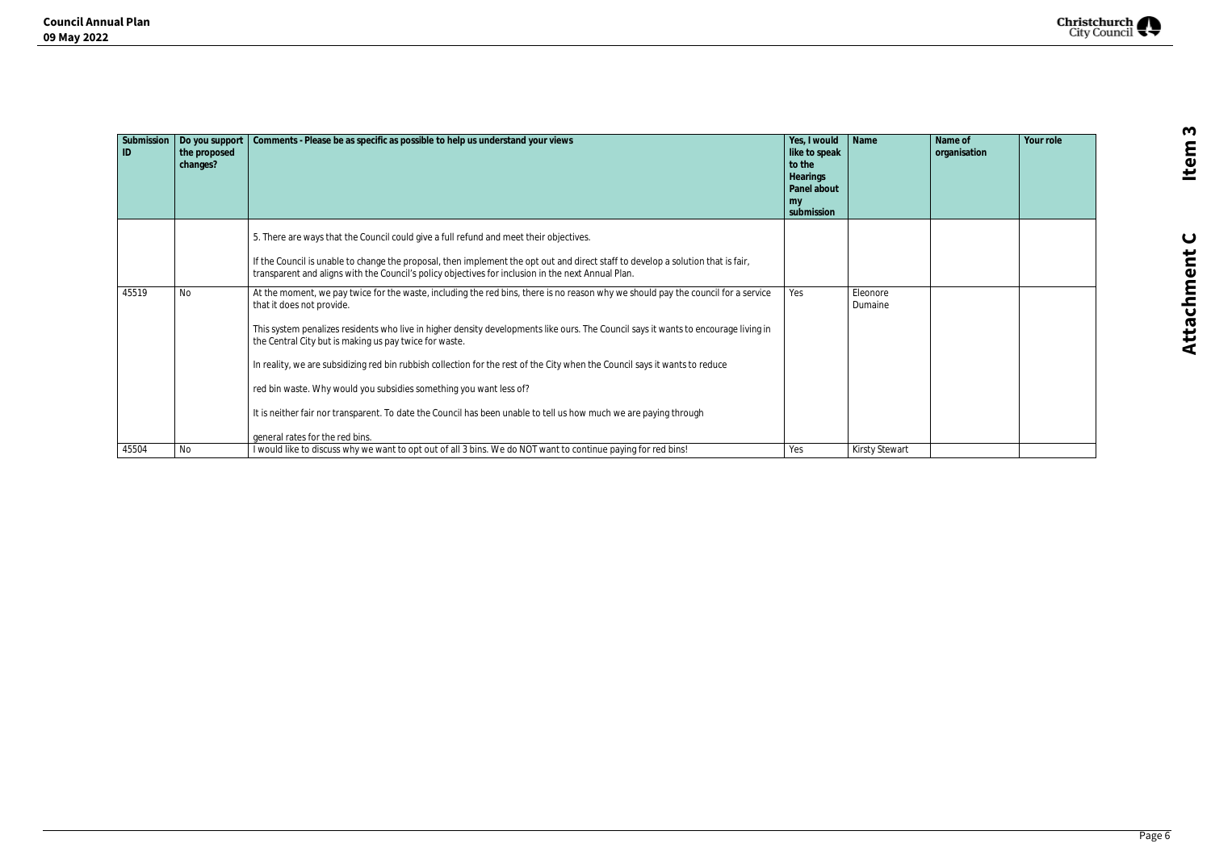| Submission ID | Do you support the proposed changes? | Comments - Please be as specific as possible to help us understand your views | Yes, I would like to speak to the Hearings Panel about my submission | Name | Name of organisation | Your role |
|---|---|---|---|---|---|---|
| | | 5. There are ways that the Council could give a full refund and meet their objectives.<br><br>If the Council is unable to change the proposal, then implement the opt out and direct staff to develop a solution that is fair, transparent and aligns with the Council's policy objectives for inclusion in the next Annual Plan. | | | | |
| 45519 | No | At the moment, we pay twice for the waste, including the red bins, there is no reason why we should pay the council for a service that it does not provide.<br><br>This system penalizes residents who live in higher density developments like ours. The Council says it wants to encourage living in the Central City but is making us pay twice for waste.<br><br>In reality, we are subsidizing red bin rubbish collection for the rest of the City when the Council says it wants to reduce<br><br>red bin waste. Why would you subsidies something you want less of?<br><br>It is neither fair nor transparent. To date the Council has been unable to tell us how much we are paying through<br><br>general rates for the red bins. | Yes | Eleonore Dumaine | | |
| 45504 | No | I would like to discuss why we want to opt out of all 3 bins. We do NOT want to continue paying for red bins! | Yes | Kirsty Stewart | | |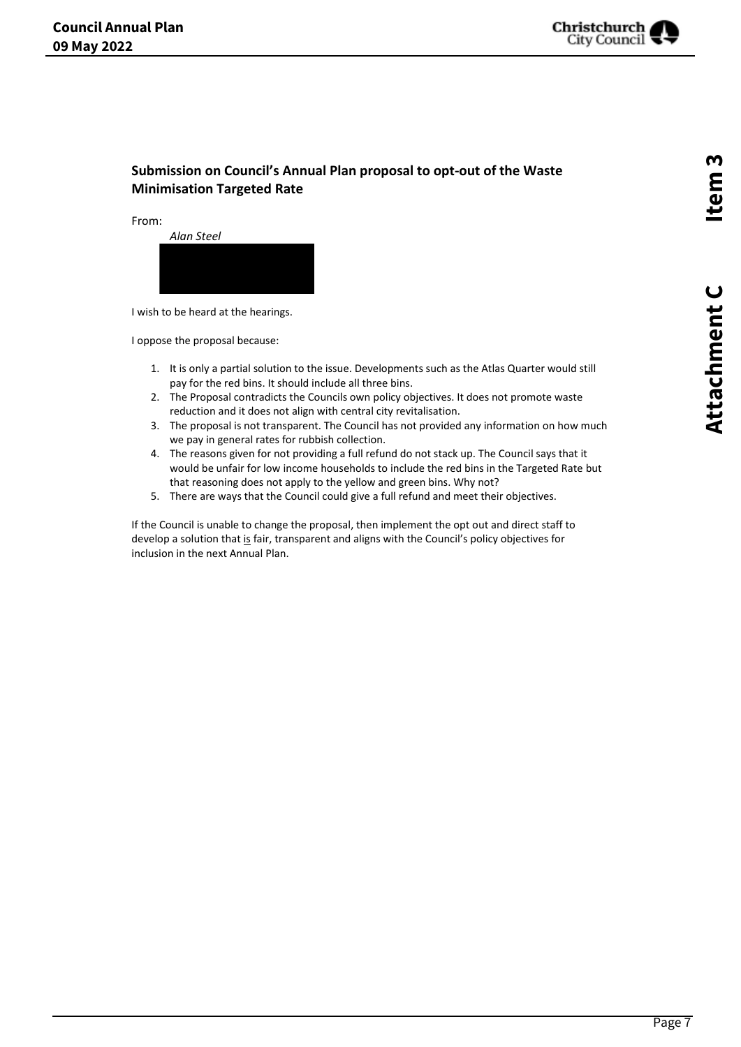## Submission on Council's Annual Plan proposal to opt-out of the Waste Minimisation Targeted Rate

From:

*Alan Steel*

I wish to be heard at the hearings.

I oppose the proposal because:

1. It is only a partial solution to the issue. Developments such as the Atlas Quarter would still pay for the red bins. It should include all three bins.
2. The Proposal contradicts the Councils own policy objectives. It does not promote waste reduction and it does not align with central city revitalisation.
3. The proposal is not transparent. The Council has not provided any information on how much we pay in general rates for rubbish collection.
4. The reasons given for not providing a full refund do not stack up. The Council says that it would be unfair for low income households to include the red bins in the Targeted Rate but that reasoning does not apply to the yellow and green bins. Why not?
5. There are ways that the Council could give a full refund and meet their objectives.

If the Council is unable to change the proposal, then implement the opt out and direct staff to develop a solution that <u>is</u> fair, transparent and aligns with the Council's policy objectives for inclusion in the next Annual Plan.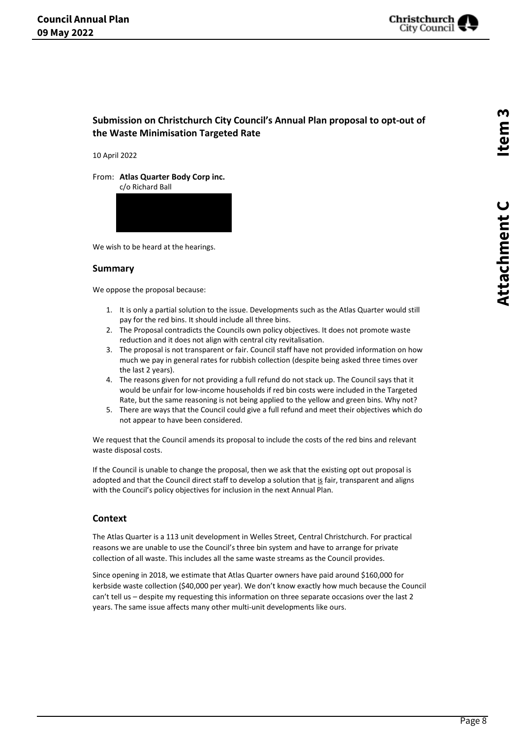## Submission on Christchurch City Council's Annual Plan proposal to opt-out of the Waste Minimisation Targeted Rate

10 April 2022

From: **Atlas Quarter Body Corp inc.**
c/o Richard Ball

We wish to be heard at the hearings.

### Summary

We oppose the proposal because:

1. It is only a partial solution to the issue. Developments such as the Atlas Quarter would still pay for the red bins. It should include all three bins.
2. The Proposal contradicts the Councils own policy objectives. It does not promote waste reduction and it does not align with central city revitalisation.
3. The proposal is not transparent or fair. Council staff have not provided information on how much we pay in general rates for rubbish collection (despite being asked three times over the last 2 years).
4. The reasons given for not providing a full refund do not stack up. The Council says that it would be unfair for low-income households if red bin costs were included in the Targeted Rate, but the same reasoning is not being applied to the yellow and green bins. Why not?
5. There are ways that the Council could give a full refund and meet their objectives which do not appear to have been considered.

We request that the Council amends its proposal to include the costs of the red bins and relevant waste disposal costs.

If the Council is unable to change the proposal, then we ask that the existing opt out proposal is adopted and that the Council direct staff to develop a solution that <u>is</u> fair, transparent and aligns with the Council's policy objectives for inclusion in the next Annual Plan.

### Context

The Atlas Quarter is a 113 unit development in Welles Street, Central Christchurch. For practical reasons we are unable to use the Council's three bin system and have to arrange for private collection of all waste. This includes all the same waste streams as the Council provides.

Since opening in 2018, we estimate that Atlas Quarter owners have paid around $160,000 for kerbside waste collection ($40,000 per year). We don't know exactly how much because the Council can't tell us – despite my requesting this information on three separate occasions over the last 2 years. The same issue affects many other multi-unit developments like ours.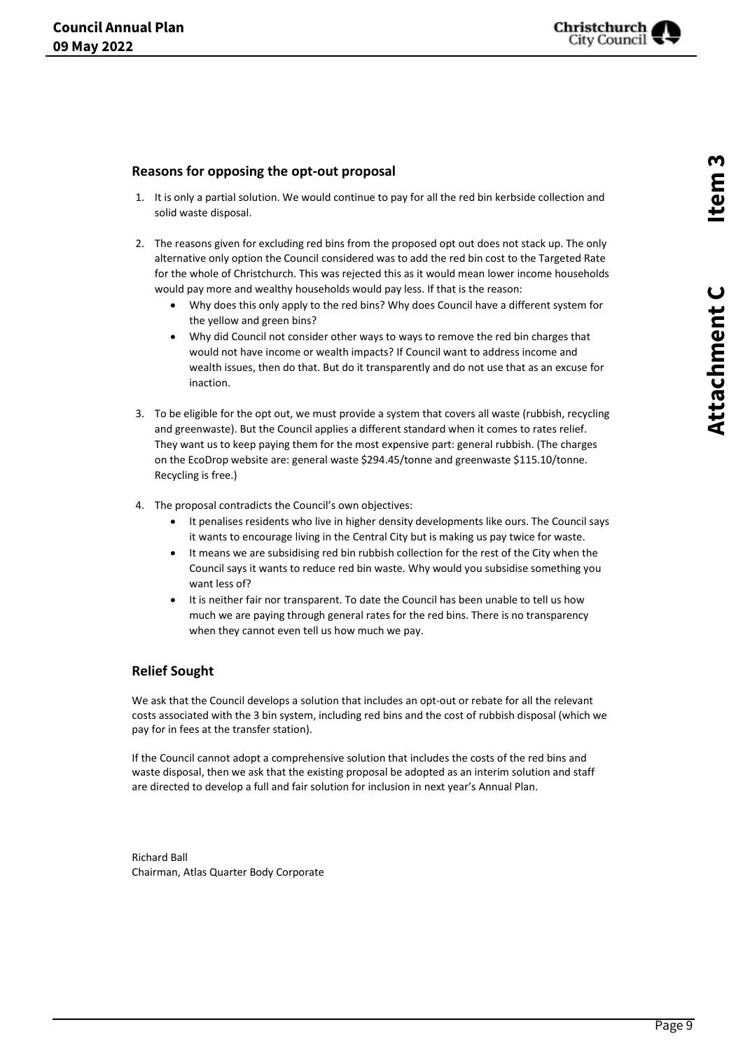## Reasons for opposing the opt-out proposal

1. It is only a partial solution. We would continue to pay for all the red bin kerbside collection and solid waste disposal.

2. The reasons given for excluding red bins from the proposed opt out does not stack up. The only alternative only option the Council considered was to add the red bin cost to the Targeted Rate for the whole of Christchurch. This was rejected this as it would mean lower income households would pay more and wealthy households would pay less. If that is the reason:
   - Why does this only apply to the red bins? Why does Council have a different system for the yellow and green bins?
   - Why did Council not consider other ways to ways to remove the red bin charges that would not have income or wealth impacts? If Council want to address income and wealth issues, then do that. But do it transparently and do not use that as an excuse for inaction.

3. To be eligible for the opt out, we must provide a system that covers all waste (rubbish, recycling and greenwaste). But the Council applies a different standard when it comes to rates relief. They want us to keep paying them for the most expensive part: general rubbish. (The charges on the EcoDrop website are: general waste $294.45/tonne and greenwaste $115.10/tonne. Recycling is free.)

4. The proposal contradicts the Council's own objectives:
   - It penalises residents who live in higher density developments like ours. The Council says it wants to encourage living in the Central City but is making us pay twice for waste.
   - It means we are subsidising red bin rubbish collection for the rest of the City when the Council says it wants to reduce red bin waste. Why would you subsidise something you want less of?
   - It is neither fair nor transparent. To date the Council has been unable to tell us how much we are paying through general rates for the red bins. There is no transparency when they cannot even tell us how much we pay.

## Relief Sought

We ask that the Council develops a solution that includes an opt-out or rebate for all the relevant costs associated with the 3 bin system, including red bins and the cost of rubbish disposal (which we pay for in fees at the transfer station).

If the Council cannot adopt a comprehensive solution that includes the costs of the red bins and waste disposal, then we ask that the existing proposal be adopted as an interim solution and staff are directed to develop a full and fair solution for inclusion in next year's Annual Plan.

Richard Ball
Chairman, Atlas Quarter Body Corporate